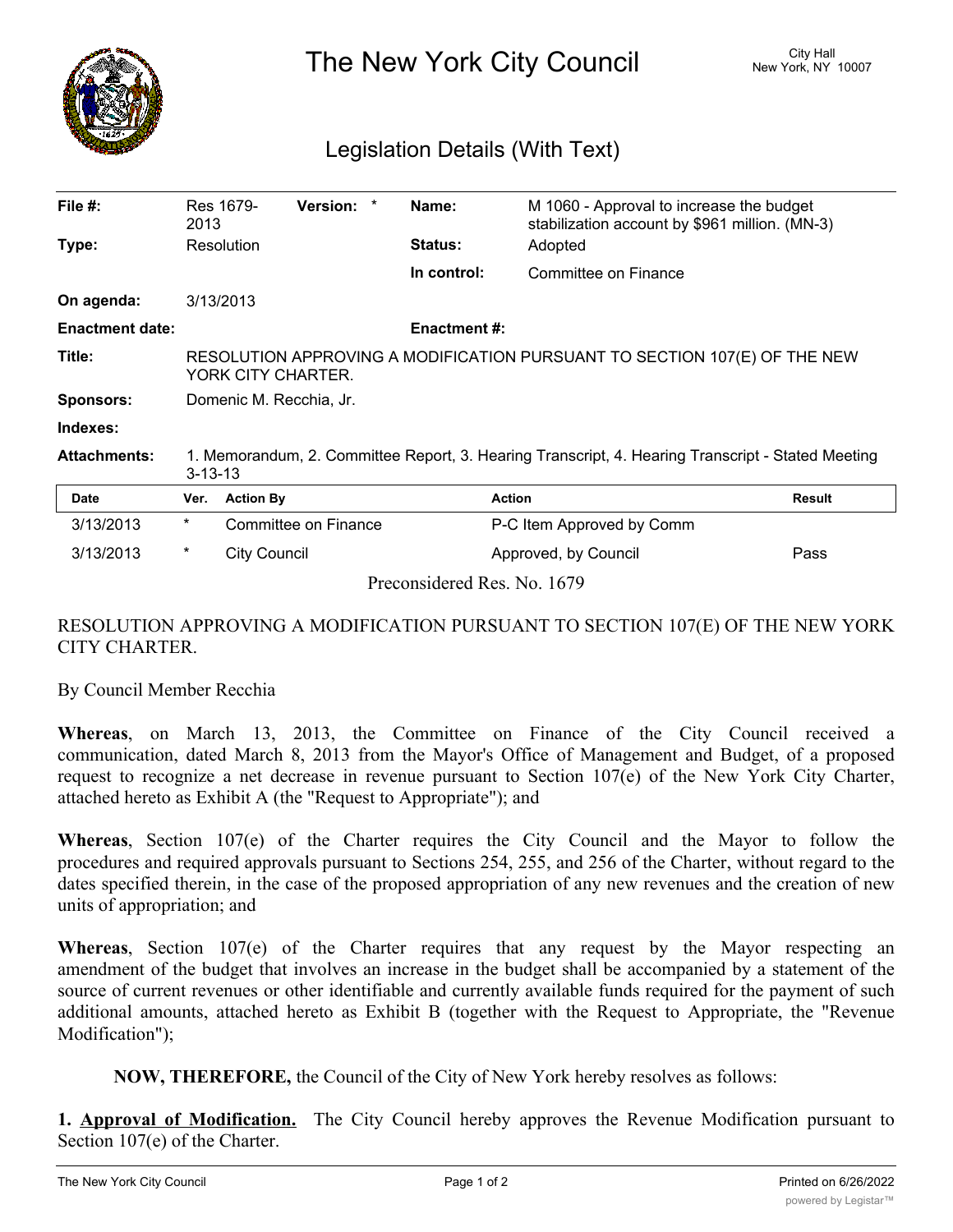# The New York City Council

City Hall
New York, NY 10007

## Legislation Details (With Text)

| | | | |
|---|---|---|---|
| **File #:** | Res 1679-2013 **Version:** * | **Name:** | M 1060 - Approval to increase the budget stabilization account by $961 million. (MN-3) |
| **Type:** | Resolution | **Status:** | Adopted |
| | | **In control:** | Committee on Finance |
| **On agenda:** | 3/13/2013 | | |
| **Enactment date:** | | **Enactment #:** | |
| **Title:** | RESOLUTION APPROVING A MODIFICATION PURSUANT TO SECTION 107(E) OF THE NEW YORK CITY CHARTER. | | |
| **Sponsors:** | Domenic M. Recchia, Jr. | | |
| **Indexes:** | | | |
| **Attachments:** | 1. Memorandum, 2. Committee Report, 3. Hearing Transcript, 4. Hearing Transcript - Stated Meeting 3-13-13 | | |

| Date | Ver. | Action By | Action | Result |
|---|---|---|---|---|
| 3/13/2013 | * | Committee on Finance | P-C Item Approved by Comm | |
| 3/13/2013 | * | City Council | Approved, by Council | Pass |

Preconsidered Res. No. 1679

RESOLUTION APPROVING A MODIFICATION PURSUANT TO SECTION 107(E) OF THE NEW YORK CITY CHARTER.

By Council Member Recchia

**Whereas**, on March 13, 2013, the Committee on Finance of the City Council received a communication, dated March 8, 2013 from the Mayor's Office of Management and Budget, of a proposed request to recognize a net decrease in revenue pursuant to Section 107(e) of the New York City Charter, attached hereto as Exhibit A (the "Request to Appropriate"); and

**Whereas**, Section 107(e) of the Charter requires the City Council and the Mayor to follow the procedures and required approvals pursuant to Sections 254, 255, and 256 of the Charter, without regard to the dates specified therein, in the case of the proposed appropriation of any new revenues and the creation of new units of appropriation; and

**Whereas**, Section 107(e) of the Charter requires that any request by the Mayor respecting an amendment of the budget that involves an increase in the budget shall be accompanied by a statement of the source of current revenues or other identifiable and currently available funds required for the payment of such additional amounts, attached hereto as Exhibit B (together with the Request to Appropriate, the "Revenue Modification");

**NOW, THEREFORE,** the Council of the City of New York hereby resolves as follows:

**1. Approval of Modification.** The City Council hereby approves the Revenue Modification pursuant to Section 107(e) of the Charter.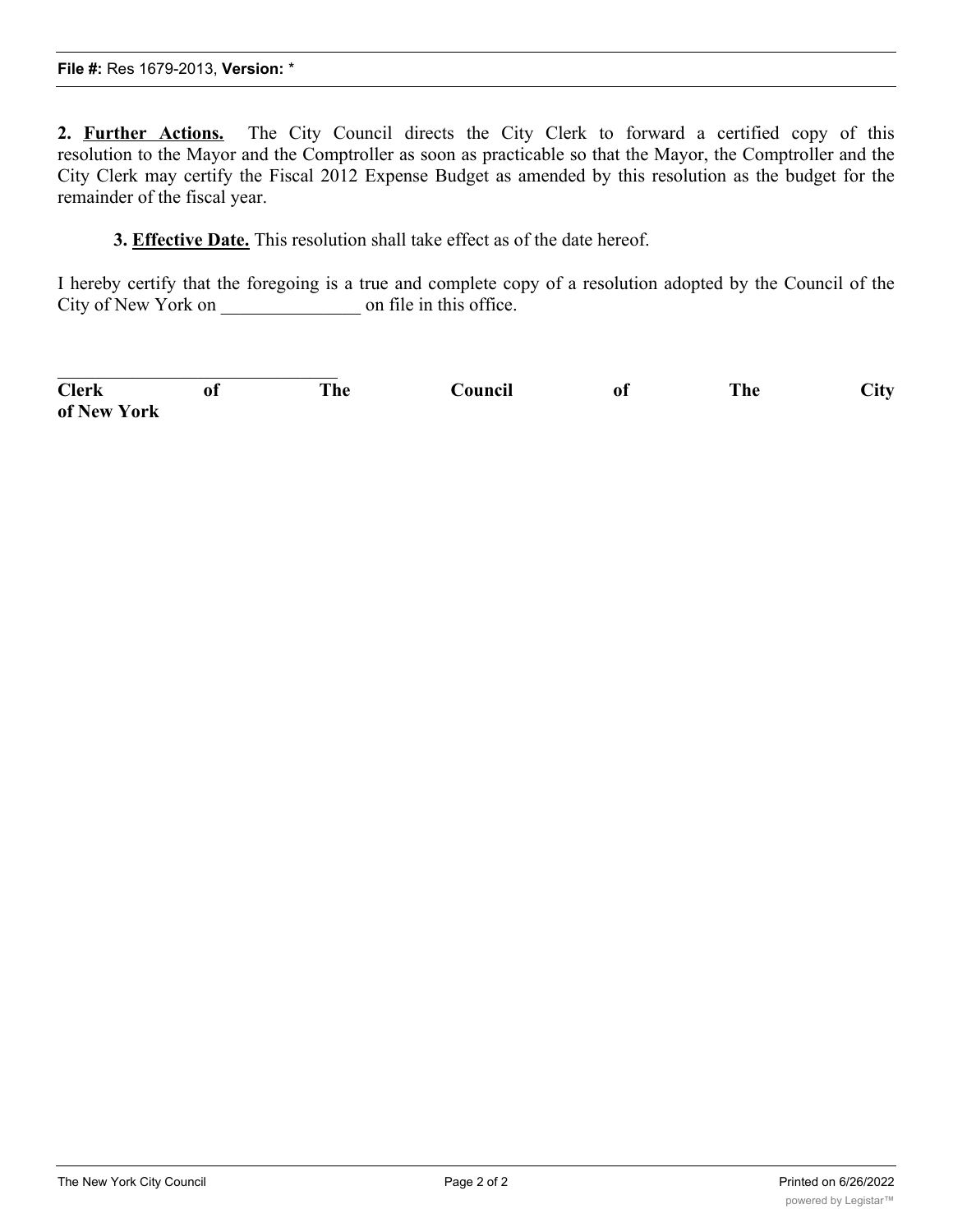**2. <u>Further Actions.</u>** The City Council directs the City Clerk to forward a certified copy of this resolution to the Mayor and the Comptroller as soon as practicable so that the Mayor, the Comptroller and the City Clerk may certify the Fiscal 2012 Expense Budget as amended by this resolution as the budget for the remainder of the fiscal year.

**3. <u>Effective Date.</u>** This resolution shall take effect as of the date hereof.

I hereby certify that the foregoing is a true and complete copy of a resolution adopted by the Council of the City of New York on _______________ on file in this office.

_________________________________

**Clerk of The Council of The City of New York**